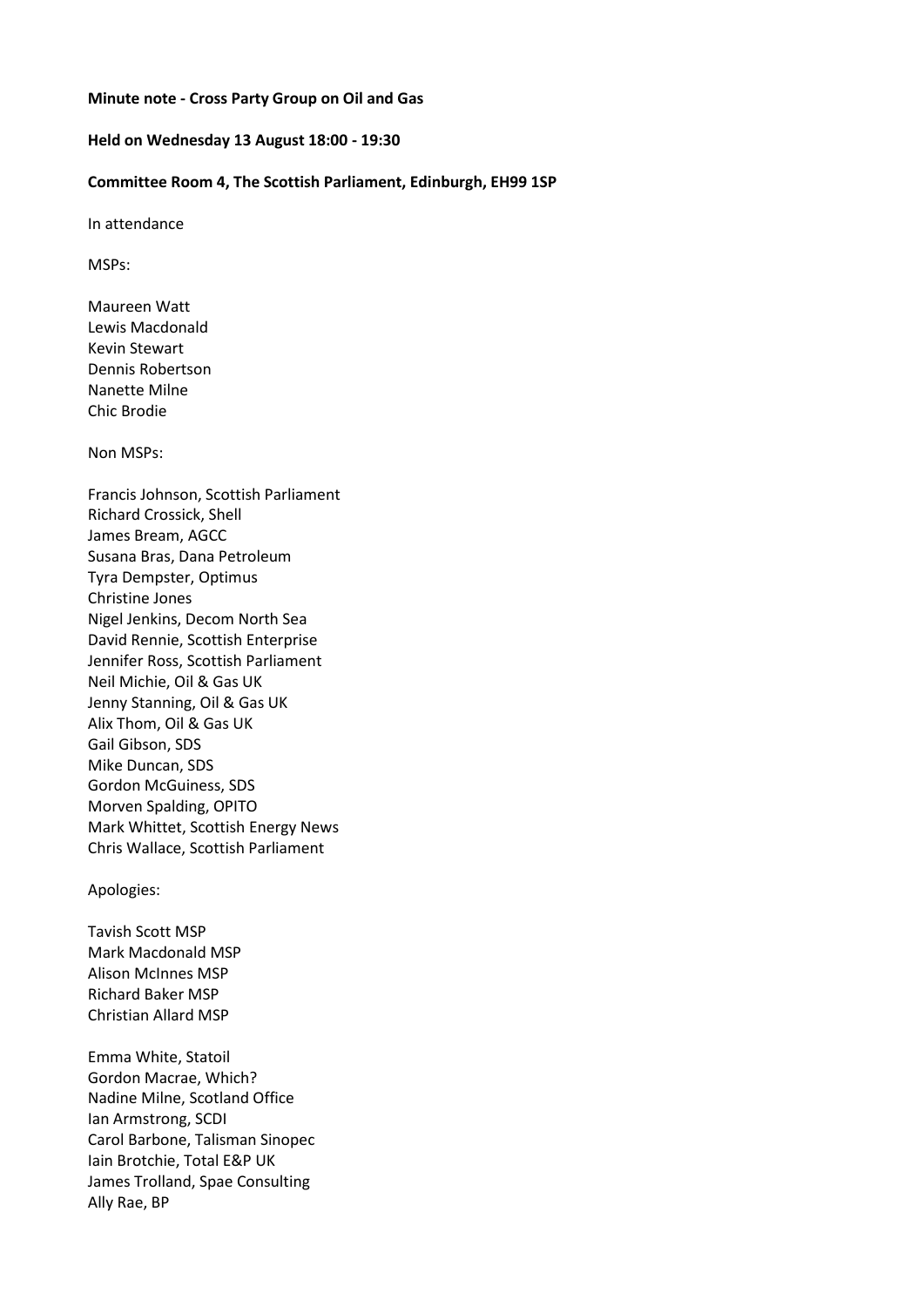**Minute note - Cross Party Group on Oil and Gas**

**Held on Wednesday 13 August 18:00 - 19:30**

**Committee Room 4, The Scottish Parliament, Edinburgh, EH99 1SP**

In attendance

MSPs:

Maureen Watt
Lewis Macdonald
Kevin Stewart
Dennis Robertson
Nanette Milne
Chic Brodie

Non MSPs:

Francis Johnson, Scottish Parliament
Richard Crossick, Shell
James Bream, AGCC
Susana Bras, Dana Petroleum
Tyra Dempster, Optimus
Christine Jones
Nigel Jenkins, Decom North Sea
David Rennie, Scottish Enterprise
Jennifer Ross, Scottish Parliament
Neil Michie, Oil & Gas UK
Jenny Stanning, Oil & Gas UK
Alix Thom, Oil & Gas UK
Gail Gibson, SDS
Mike Duncan, SDS
Gordon McGuiness, SDS
Morven Spalding, OPITO
Mark Whittet, Scottish Energy News
Chris Wallace, Scottish Parliament

Apologies:

Tavish Scott MSP
Mark Macdonald MSP
Alison McInnes MSP
Richard Baker MSP
Christian Allard MSP

Emma White, Statoil
Gordon Macrae, Which?
Nadine Milne, Scotland Office
Ian Armstrong, SCDI
Carol Barbone, Talisman Sinopec
Iain Brotchie, Total E&P UK
James Trolland, Spae Consulting
Ally Rae, BP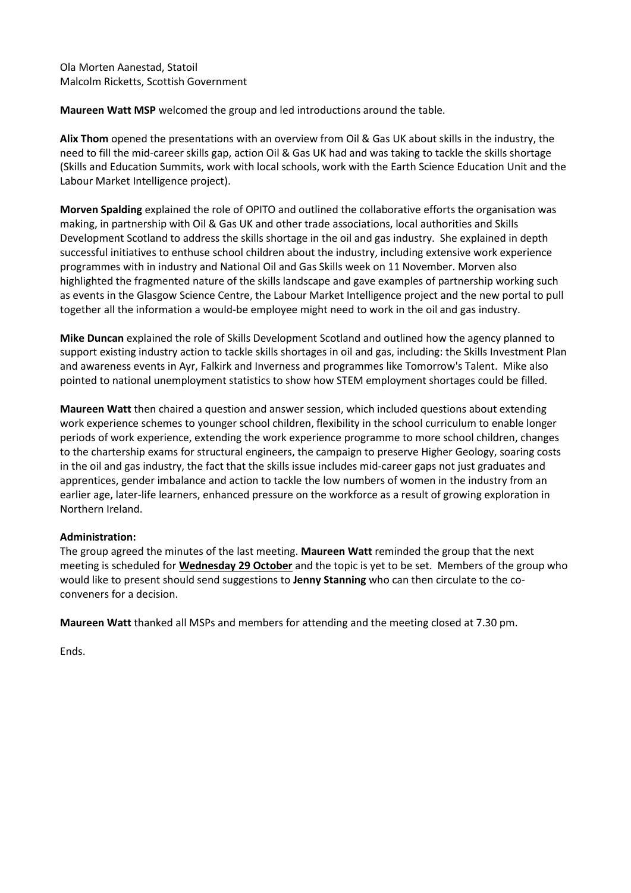Ola Morten Aanestad, Statoil
Malcolm Ricketts, Scottish Government

**Maureen Watt MSP** welcomed the group and led introductions around the table.

**Alix Thom** opened the presentations with an overview from Oil & Gas UK about skills in the industry, the need to fill the mid-career skills gap, action Oil & Gas UK had and was taking to tackle the skills shortage (Skills and Education Summits, work with local schools, work with the Earth Science Education Unit and the Labour Market Intelligence project).

**Morven Spalding** explained the role of OPITO and outlined the collaborative efforts the organisation was making, in partnership with Oil & Gas UK and other trade associations, local authorities and Skills Development Scotland to address the skills shortage in the oil and gas industry. She explained in depth successful initiatives to enthuse school children about the industry, including extensive work experience programmes with in industry and National Oil and Gas Skills week on 11 November. Morven also highlighted the fragmented nature of the skills landscape and gave examples of partnership working such as events in the Glasgow Science Centre, the Labour Market Intelligence project and the new portal to pull together all the information a would-be employee might need to work in the oil and gas industry.

**Mike Duncan** explained the role of Skills Development Scotland and outlined how the agency planned to support existing industry action to tackle skills shortages in oil and gas, including: the Skills Investment Plan and awareness events in Ayr, Falkirk and Inverness and programmes like Tomorrow's Talent. Mike also pointed to national unemployment statistics to show how STEM employment shortages could be filled.

**Maureen Watt** then chaired a question and answer session, which included questions about extending work experience schemes to younger school children, flexibility in the school curriculum to enable longer periods of work experience, extending the work experience programme to more school children, changes to the chartership exams for structural engineers, the campaign to preserve Higher Geology, soaring costs in the oil and gas industry, the fact that the skills issue includes mid-career gaps not just graduates and apprentices, gender imbalance and action to tackle the low numbers of women in the industry from an earlier age, later-life learners, enhanced pressure on the workforce as a result of growing exploration in Northern Ireland.

**Administration:**
The group agreed the minutes of the last meeting. **Maureen Watt** reminded the group that the next meeting is scheduled for **Wednesday 29 October** and the topic is yet to be set. Members of the group who would like to present should send suggestions to **Jenny Stanning** who can then circulate to the co-conveners for a decision.

**Maureen Watt** thanked all MSPs and members for attending and the meeting closed at 7.30 pm.

Ends.